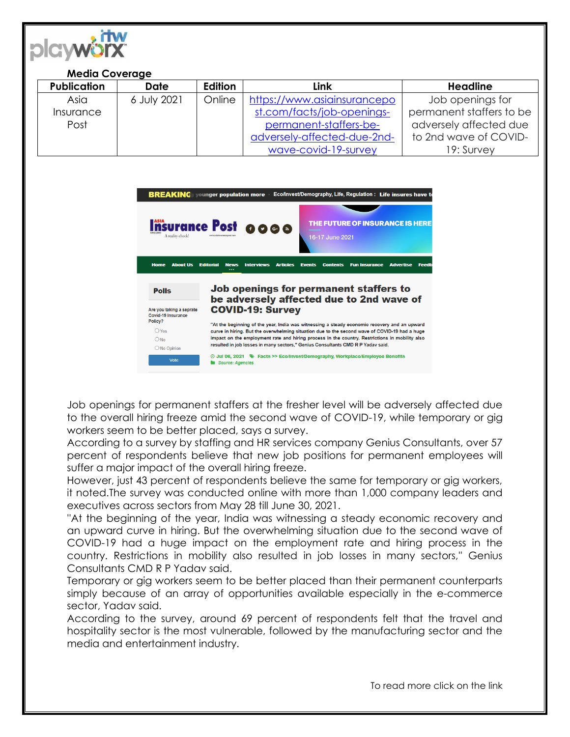**Media Coverage**

| Publication | Date | Edition | Link | Headline |
|---|---|---|---|---|
| Asia Insurance Post | 6 July 2021 | Online | https://www.asiainsurancepost.com/facts/job-openings-permanent-staffers-be-adversely-affected-due-2nd-wave-covid-19-survey | Job openings for permanent staffers to be adversely affected due to 2nd wave of COVID-19: Survey |

Job openings for permanent staffers at the fresher level will be adversely affected due to the overall hiring freeze amid the second wave of COVID-19, while temporary or gig workers seem to be better placed, says a survey.

According to a survey by staffing and HR services company Genius Consultants, over 57 percent of respondents believe that new job positions for permanent employees will suffer a major impact of the overall hiring freeze.

However, just 43 percent of respondents believe the same for temporary or gig workers, it noted.The survey was conducted online with more than 1,000 company leaders and executives across sectors from May 28 till June 30, 2021.

"At the beginning of the year, India was witnessing a steady economic recovery and an upward curve in hiring. But the overwhelming situation due to the second wave of COVID-19 had a huge impact on the employment rate and hiring process in the country. Restrictions in mobility also resulted in job losses in many sectors," Genius Consultants CMD R P Yadav said.

Temporary or gig workers seem to be better placed than their permanent counterparts simply because of an array of opportunities available especially in the e-commerce sector, Yadav said.

According to the survey, around 69 percent of respondents felt that the travel and hospitality sector is the most vulnerable, followed by the manufacturing sector and the media and entertainment industry.

To read more click on the link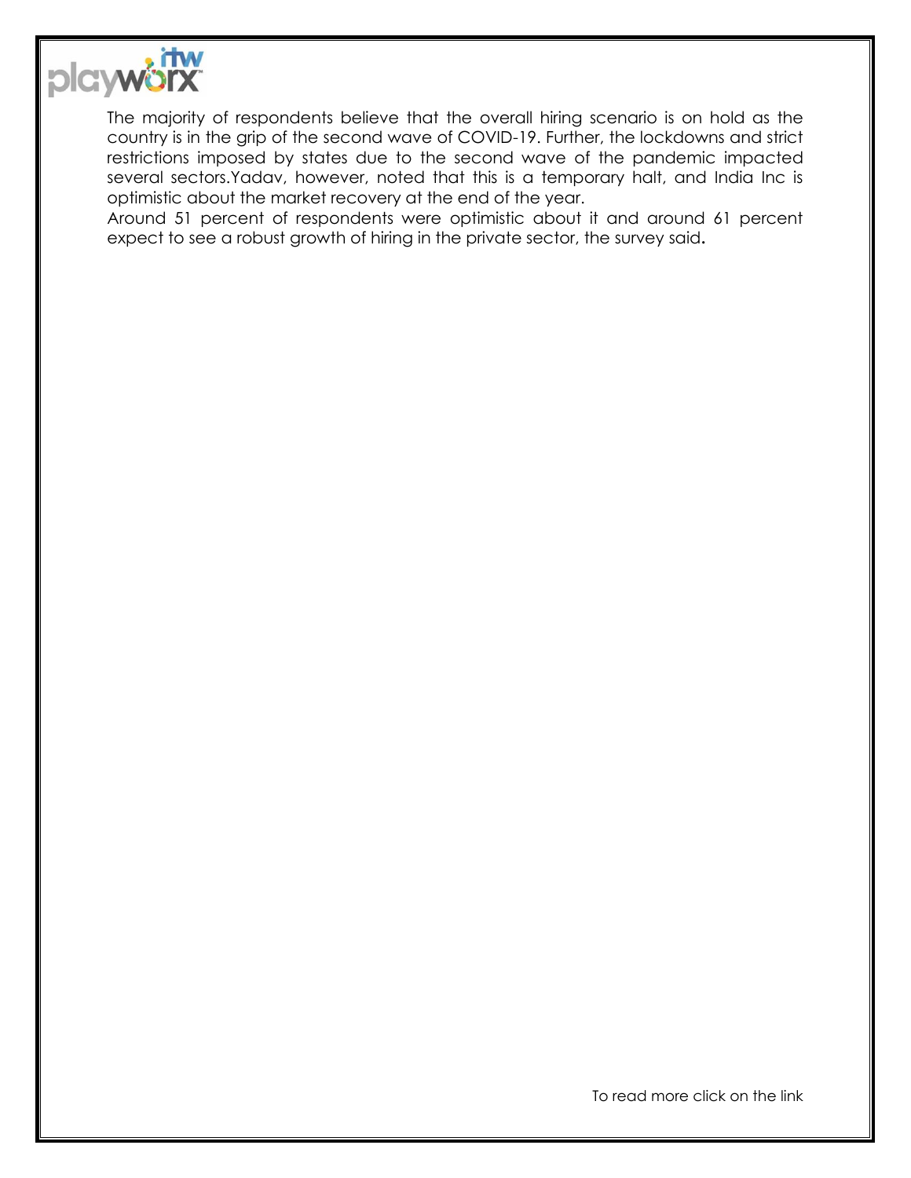The majority of respondents believe that the overall hiring scenario is on hold as the country is in the grip of the second wave of COVID-19. Further, the lockdowns and strict restrictions imposed by states due to the second wave of the pandemic impacted several sectors.Yadav, however, noted that this is a temporary halt, and India Inc is optimistic about the market recovery at the end of the year.

Around 51 percent of respondents were optimistic about it and around 61 percent expect to see a robust growth of hiring in the private sector, the survey said**.**

To read more click on the link